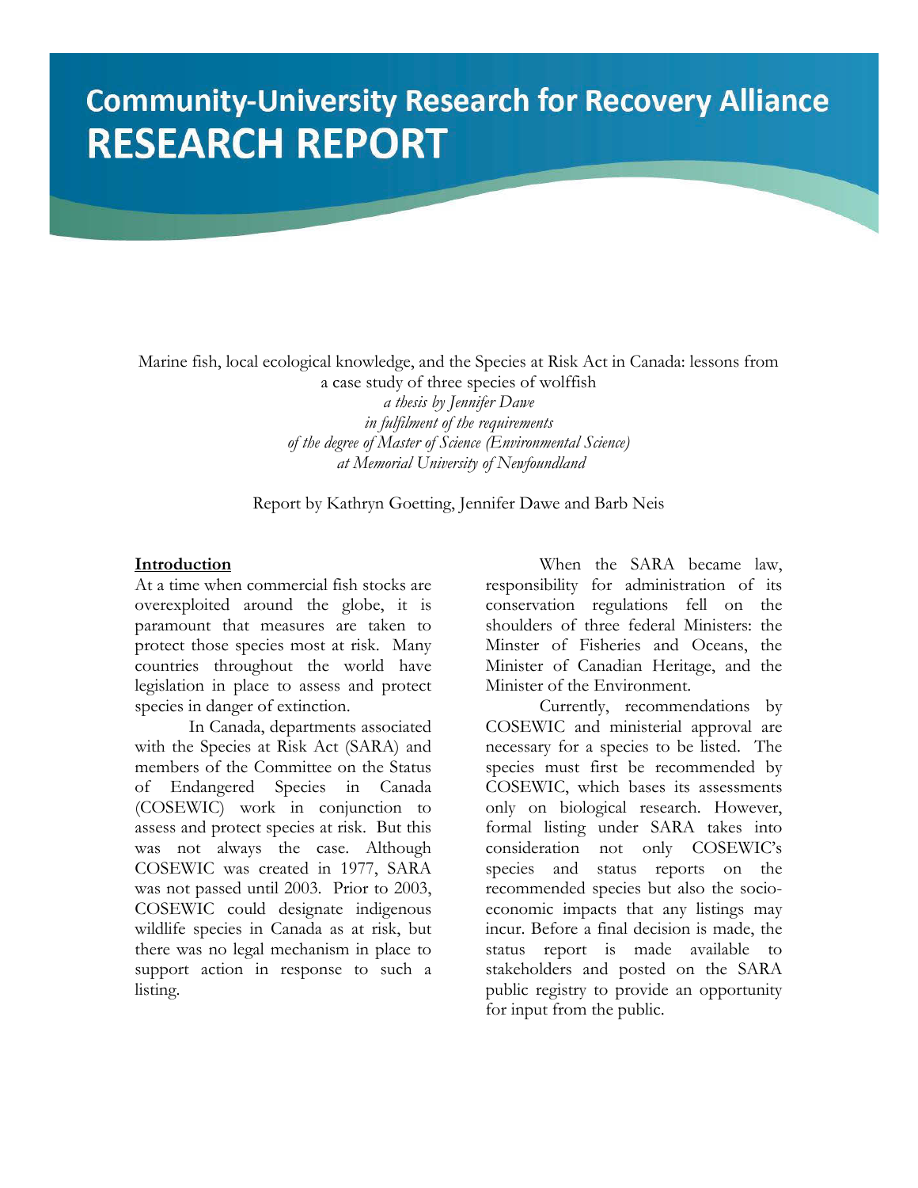# Community-University Research for Recovery Alliance
# RESEARCH REPORT

Marine fish, local ecological knowledge, and the Species at Risk Act in Canada: lessons from a case study of three species of wolffish

*a thesis by Jennifer Dawe*
*in fulfilment of the requirements*
*of the degree of Master of Science (Environmental Science)*
*at Memorial University of Newfoundland*

Report by Kathryn Goetting, Jennifer Dawe and Barb Neis

## Introduction

At a time when commercial fish stocks are overexploited around the globe, it is paramount that measures are taken to protect those species most at risk. Many countries throughout the world have legislation in place to assess and protect species in danger of extinction.

In Canada, departments associated with the Species at Risk Act (SARA) and members of the Committee on the Status of Endangered Species in Canada (COSEWIC) work in conjunction to assess and protect species at risk. But this was not always the case. Although COSEWIC was created in 1977, SARA was not passed until 2003. Prior to 2003, COSEWIC could designate indigenous wildlife species in Canada as at risk, but there was no legal mechanism in place to support action in response to such a listing.

When the SARA became law, responsibility for administration of its conservation regulations fell on the shoulders of three federal Ministers: the Minster of Fisheries and Oceans, the Minister of Canadian Heritage, and the Minister of the Environment.

Currently, recommendations by COSEWIC and ministerial approval are necessary for a species to be listed. The species must first be recommended by COSEWIC, which bases its assessments only on biological research. However, formal listing under SARA takes into consideration not only COSEWIC's species and status reports on the recommended species but also the socio-economic impacts that any listings may incur. Before a final decision is made, the status report is made available to stakeholders and posted on the SARA public registry to provide an opportunity for input from the public.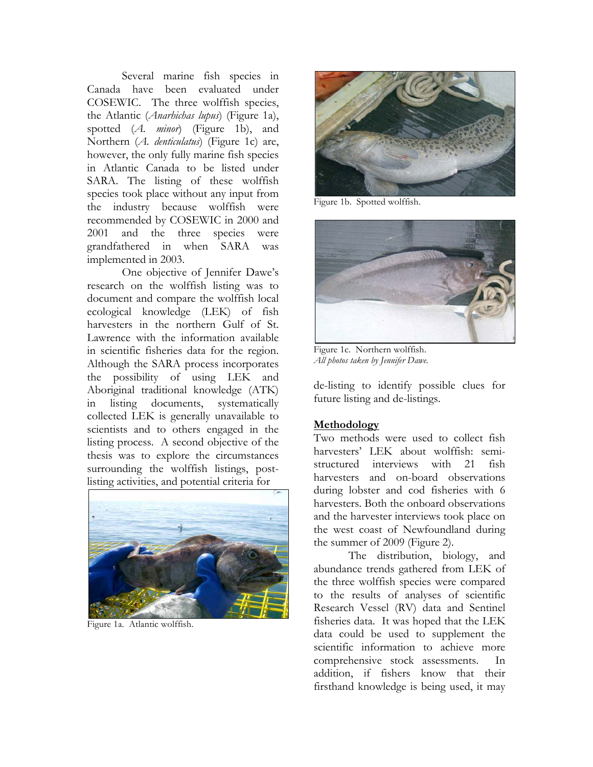Several marine fish species in Canada have been evaluated under COSEWIC. The three wolffish species, the Atlantic (*Anarhichas lupus*) (Figure 1a), spotted (*A. minor*) (Figure 1b), and Northern (*A. denticulatus*) (Figure 1c) are, however, the only fully marine fish species in Atlantic Canada to be listed under SARA. The listing of these wolffish species took place without any input from the industry because wolffish were recommended by COSEWIC in 2000 and 2001 and the three species were grandfathered in when SARA was implemented in 2003.

One objective of Jennifer Dawe's research on the wolffish listing was to document and compare the wolffish local ecological knowledge (LEK) of fish harvesters in the northern Gulf of St. Lawrence with the information available in scientific fisheries data for the region. Although the SARA process incorporates the possibility of using LEK and Aboriginal traditional knowledge (ATK) in listing documents, systematically collected LEK is generally unavailable to scientists and to others engaged in the listing process. A second objective of the thesis was to explore the circumstances surrounding the wolffish listings, post-listing activities, and potential criteria for de-listing to identify possible clues for future listing and de-listings.

Figure 1a. Atlantic wolffish.

Figure 1b. Spotted wolffish.

Figure 1c. Northern wolffish.
*All photos taken by Jennifer Dawe.*

## Methodology

Two methods were used to collect fish harvesters' LEK about wolffish: semi-structured interviews with 21 fish harvesters and on-board observations during lobster and cod fisheries with 6 harvesters. Both the onboard observations and the harvester interviews took place on the west coast of Newfoundland during the summer of 2009 (Figure 2).

The distribution, biology, and abundance trends gathered from LEK of the three wolffish species were compared to the results of analyses of scientific Research Vessel (RV) data and Sentinel fisheries data. It was hoped that the LEK data could be used to supplement the scientific information to achieve more comprehensive stock assessments. In addition, if fishers know that their firsthand knowledge is being used, it may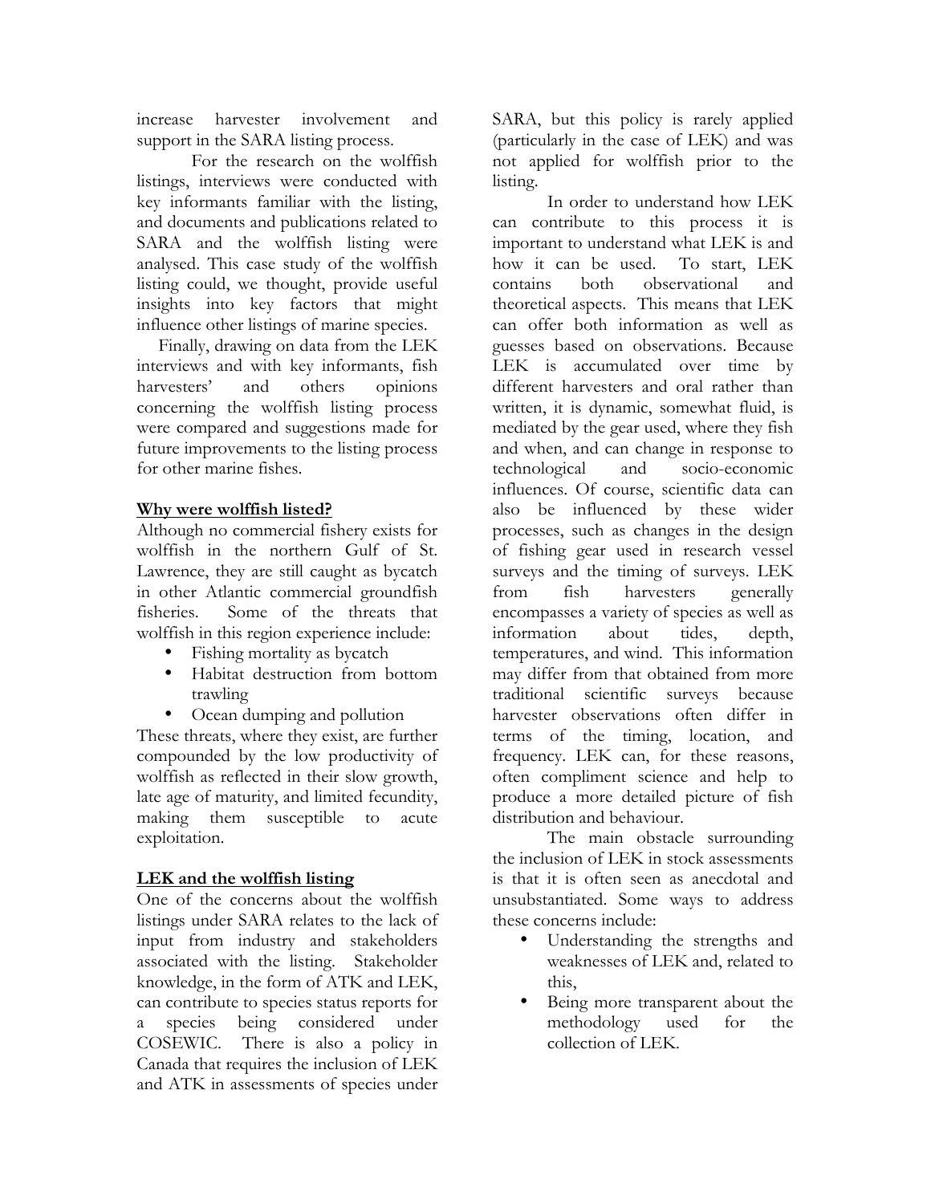increase harvester involvement and support in the SARA listing process.

For the research on the wolffish listings, interviews were conducted with key informants familiar with the listing, and documents and publications related to SARA and the wolffish listing were analysed. This case study of the wolffish listing could, we thought, provide useful insights into key factors that might influence other listings of marine species.

Finally, drawing on data from the LEK interviews and with key informants, fish harvesters' and others opinions concerning the wolffish listing process were compared and suggestions made for future improvements to the listing process for other marine fishes.

**Why were wolffish listed?**

Although no commercial fishery exists for wolffish in the northern Gulf of St. Lawrence, they are still caught as bycatch in other Atlantic commercial groundfish fisheries. Some of the threats that wolffish in this region experience include:

- Fishing mortality as bycatch
- Habitat destruction from bottom trawling
- Ocean dumping and pollution

These threats, where they exist, are further compounded by the low productivity of wolffish as reflected in their slow growth, late age of maturity, and limited fecundity, making them susceptible to acute exploitation.

**LEK and the wolffish listing**

One of the concerns about the wolffish listings under SARA relates to the lack of input from industry and stakeholders associated with the listing. Stakeholder knowledge, in the form of ATK and LEK, can contribute to species status reports for a species being considered under COSEWIC. There is also a policy in Canada that requires the inclusion of LEK and ATK in assessments of species under SARA, but this policy is rarely applied (particularly in the case of LEK) and was not applied for wolffish prior to the listing.

In order to understand how LEK can contribute to this process it is important to understand what LEK is and how it can be used. To start, LEK contains both observational and theoretical aspects. This means that LEK can offer both information as well as guesses based on observations. Because LEK is accumulated over time by different harvesters and oral rather than written, it is dynamic, somewhat fluid, is mediated by the gear used, where they fish and when, and can change in response to technological and socio-economic influences. Of course, scientific data can also be influenced by these wider processes, such as changes in the design of fishing gear used in research vessel surveys and the timing of surveys. LEK from fish harvesters generally encompasses a variety of species as well as information about tides, depth, temperatures, and wind. This information may differ from that obtained from more traditional scientific surveys because harvester observations often differ in terms of the timing, location, and frequency. LEK can, for these reasons, often compliment science and help to produce a more detailed picture of fish distribution and behaviour.

The main obstacle surrounding the inclusion of LEK in stock assessments is that it is often seen as anecdotal and unsubstantiated. Some ways to address these concerns include:

- Understanding the strengths and weaknesses of LEK and, related to this,
- Being more transparent about the methodology used for the collection of LEK.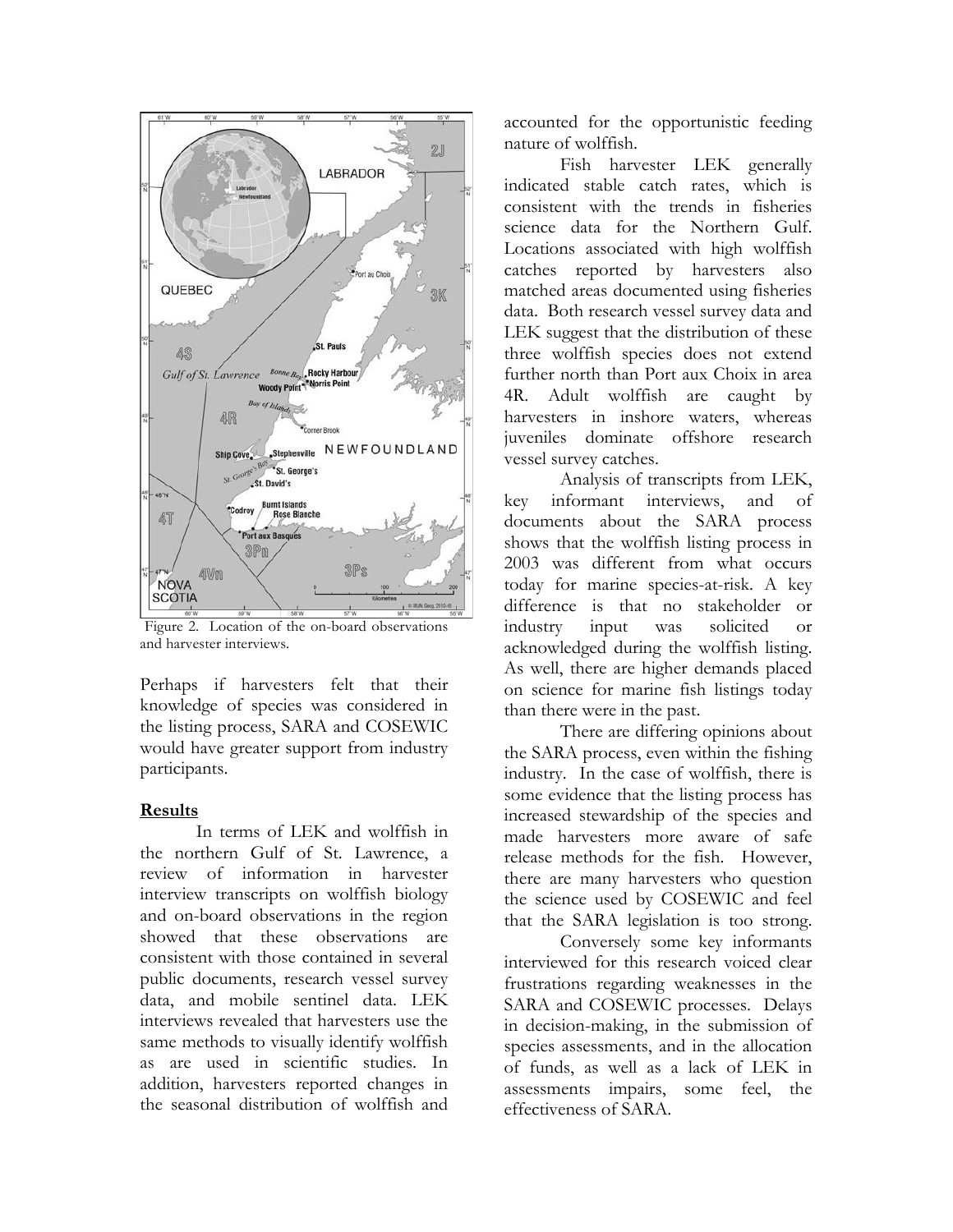Figure 2. Location of the on-board observations and harvester interviews.

Perhaps if harvesters felt that their knowledge of species was considered in the listing process, SARA and COSEWIC would have greater support from industry participants.

## Results

In terms of LEK and wolffish in the northern Gulf of St. Lawrence, a review of information in harvester interview transcripts on wolffish biology and on-board observations in the region showed that these observations are consistent with those contained in several public documents, research vessel survey data, and mobile sentinel data. LEK interviews revealed that harvesters use the same methods to visually identify wolffish as are used in scientific studies. In addition, harvesters reported changes in the seasonal distribution of wolffish and accounted for the opportunistic feeding nature of wolffish.

Fish harvester LEK generally indicated stable catch rates, which is consistent with the trends in fisheries science data for the Northern Gulf. Locations associated with high wolffish catches reported by harvesters also matched areas documented using fisheries data. Both research vessel survey data and LEK suggest that the distribution of these three wolffish species does not extend further north than Port aux Choix in area 4R. Adult wolffish are caught by harvesters in inshore waters, whereas juveniles dominate offshore research vessel survey catches.

Analysis of transcripts from LEK, key informant interviews, and of documents about the SARA process shows that the wolffish listing process in 2003 was different from what occurs today for marine species-at-risk. A key difference is that no stakeholder or industry input was solicited or acknowledged during the wolffish listing. As well, there are higher demands placed on science for marine fish listings today than there were in the past.

There are differing opinions about the SARA process, even within the fishing industry. In the case of wolffish, there is some evidence that the listing process has increased stewardship of the species and made harvesters more aware of safe release methods for the fish. However, there are many harvesters who question the science used by COSEWIC and feel that the SARA legislation is too strong.

Conversely some key informants interviewed for this research voiced clear frustrations regarding weaknesses in the SARA and COSEWIC processes. Delays in decision-making, in the submission of species assessments, and in the allocation of funds, as well as a lack of LEK in assessments impairs, some feel, the effectiveness of SARA.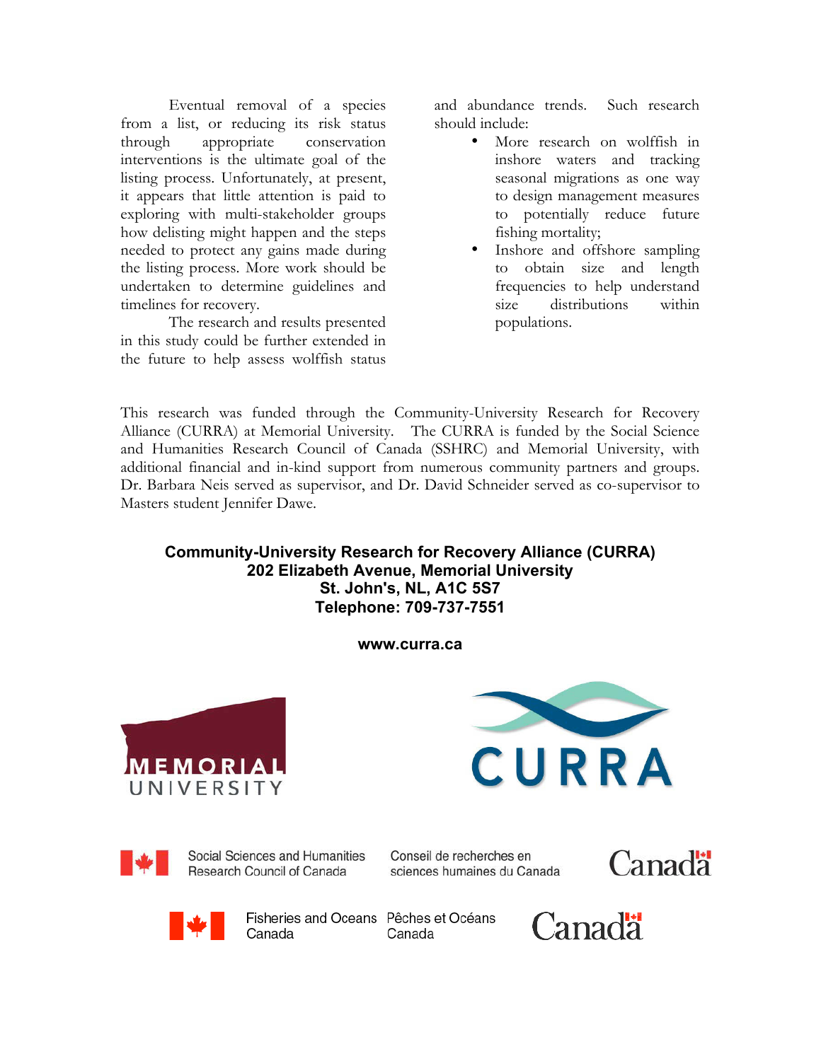Eventual removal of a species from a list, or reducing its risk status through appropriate conservation interventions is the ultimate goal of the listing process. Unfortunately, at present, it appears that little attention is paid to exploring with multi-stakeholder groups how delisting might happen and the steps needed to protect any gains made during the listing process. More work should be undertaken to determine guidelines and timelines for recovery.

The research and results presented in this study could be further extended in the future to help assess wolffish status and abundance trends. Such research should include:

- More research on wolffish in inshore waters and tracking seasonal migrations as one way to design management measures to potentially reduce future fishing mortality;
- Inshore and offshore sampling to obtain size and length frequencies to help understand size distributions within populations.

This research was funded through the Community-University Research for Recovery Alliance (CURRA) at Memorial University. The CURRA is funded by the Social Science and Humanities Research Council of Canada (SSHRC) and Memorial University, with additional financial and in-kind support from numerous community partners and groups. Dr. Barbara Neis served as supervisor, and Dr. David Schneider served as co-supervisor to Masters student Jennifer Dawe.

**Community-University Research for Recovery Alliance (CURRA)**
**202 Elizabeth Avenue, Memorial University**
**St. John's, NL, A1C 5S7**
**Telephone: 709-737-7551**

**www.curra.ca**

MEMORIAL UNIVERSITY

CURRA

Social Sciences and Humanities Research Council of Canada

Conseil de recherches en sciences humaines du Canada

Canada

Fisheries and Oceans Canada

Pêches et Océans Canada

Canada